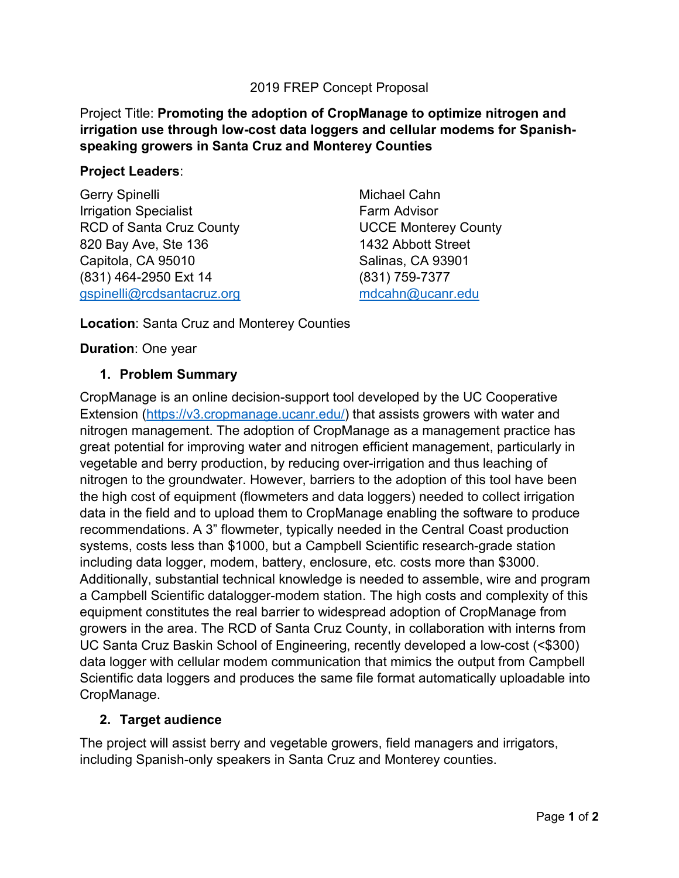2019 FREP Concept Proposal

Project Title: **Promoting the adoption of CropManage to optimize nitrogen and irrigation use through low-cost data loggers and cellular modems for Spanish-speaking growers in Santa Cruz and Monterey Counties**

**Project Leaders**:

Gerry Spinelli
Irrigation Specialist
RCD of Santa Cruz County
820 Bay Ave, Ste 136
Capitola, CA 95010
(831) 464-2950 Ext 14
gspinelli@rcdsantacruz.org

Michael Cahn
Farm Advisor
UCCE Monterey County
1432 Abbott Street
Salinas, CA 93901
(831) 759-7377
mdcahn@ucanr.edu

**Location**: Santa Cruz and Monterey Counties

**Duration**: One year

## 1. Problem Summary

CropManage is an online decision-support tool developed by the UC Cooperative Extension (https://v3.cropmanage.ucanr.edu/) that assists growers with water and nitrogen management. The adoption of CropManage as a management practice has great potential for improving water and nitrogen efficient management, particularly in vegetable and berry production, by reducing over-irrigation and thus leaching of nitrogen to the groundwater. However, barriers to the adoption of this tool have been the high cost of equipment (flowmeters and data loggers) needed to collect irrigation data in the field and to upload them to CropManage enabling the software to produce recommendations. A 3" flowmeter, typically needed in the Central Coast production systems, costs less than $1000, but a Campbell Scientific research-grade station including data logger, modem, battery, enclosure, etc. costs more than $3000. Additionally, substantial technical knowledge is needed to assemble, wire and program a Campbell Scientific datalogger-modem station. The high costs and complexity of this equipment constitutes the real barrier to widespread adoption of CropManage from growers in the area. The RCD of Santa Cruz County, in collaboration with interns from UC Santa Cruz Baskin School of Engineering, recently developed a low-cost (<$300) data logger with cellular modem communication that mimics the output from Campbell Scientific data loggers and produces the same file format automatically uploadable into CropManage.

## 2. Target audience

The project will assist berry and vegetable growers, field managers and irrigators, including Spanish-only speakers in Santa Cruz and Monterey counties.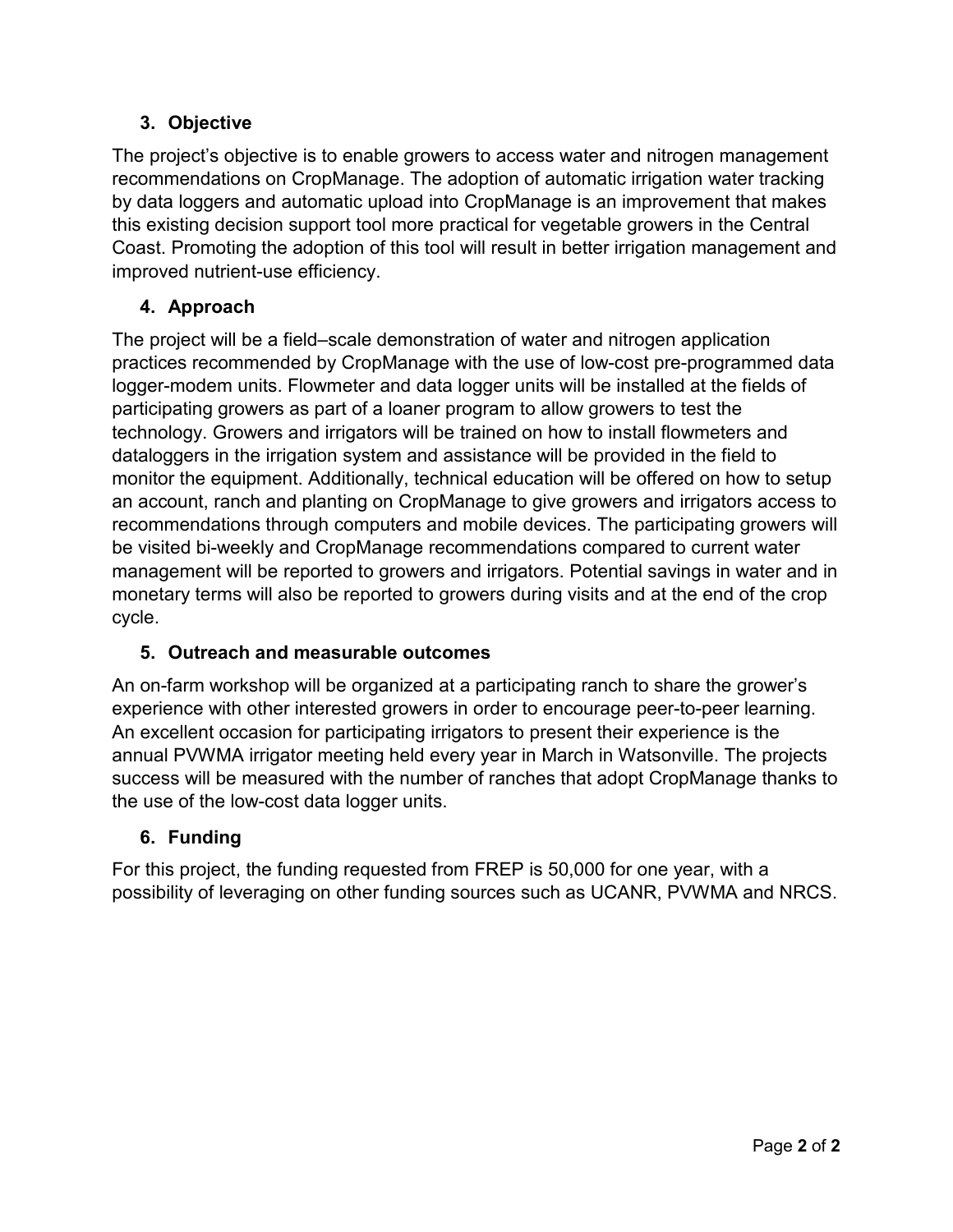## 3. Objective

The project's objective is to enable growers to access water and nitrogen management recommendations on CropManage. The adoption of automatic irrigation water tracking by data loggers and automatic upload into CropManage is an improvement that makes this existing decision support tool more practical for vegetable growers in the Central Coast. Promoting the adoption of this tool will result in better irrigation management and improved nutrient-use efficiency.

## 4. Approach

The project will be a field–scale demonstration of water and nitrogen application practices recommended by CropManage with the use of low-cost pre-programmed data logger-modem units. Flowmeter and data logger units will be installed at the fields of participating growers as part of a loaner program to allow growers to test the technology. Growers and irrigators will be trained on how to install flowmeters and dataloggers in the irrigation system and assistance will be provided in the field to monitor the equipment. Additionally, technical education will be offered on how to setup an account, ranch and planting on CropManage to give growers and irrigators access to recommendations through computers and mobile devices. The participating growers will be visited bi-weekly and CropManage recommendations compared to current water management will be reported to growers and irrigators. Potential savings in water and in monetary terms will also be reported to growers during visits and at the end of the crop cycle.

## 5. Outreach and measurable outcomes

An on-farm workshop will be organized at a participating ranch to share the grower's experience with other interested growers in order to encourage peer-to-peer learning. An excellent occasion for participating irrigators to present their experience is the annual PVWMA irrigator meeting held every year in March in Watsonville. The projects success will be measured with the number of ranches that adopt CropManage thanks to the use of the low-cost data logger units.

## 6. Funding

For this project, the funding requested from FREP is 50,000 for one year, with a possibility of leveraging on other funding sources such as UCANR, PVWMA and NRCS.